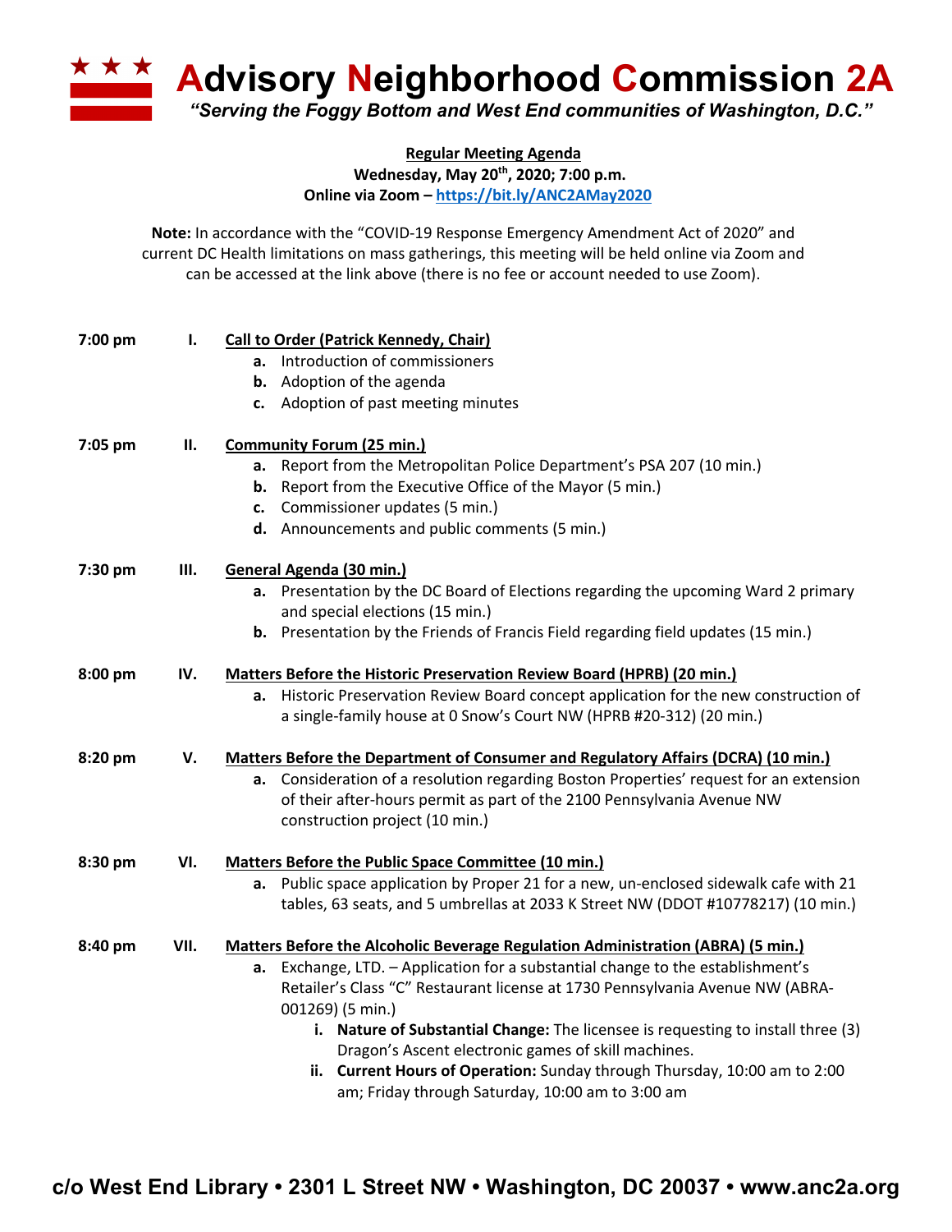# Advisory Neighborhood Commission 2A

*"Serving the Foggy Bottom and West End communities of Washington, D.C."*

**Regular Meeting Agenda**
**Wednesday, May 20th, 2020; 7:00 p.m.**
**Online via Zoom – https://bit.ly/ANC2AMay2020**

**Note:** In accordance with the "COVID-19 Response Emergency Amendment Act of 2020" and current DC Health limitations on mass gatherings, this meeting will be held online via Zoom and can be accessed at the link above (there is no fee or account needed to use Zoom).

**7:00 pm** **I. Call to Order (Patrick Kennedy, Chair)**

- **a.** Introduction of commissioners
- **b.** Adoption of the agenda
- **c.** Adoption of past meeting minutes

**7:05 pm** **II. Community Forum (25 min.)**

- **a.** Report from the Metropolitan Police Department's PSA 207 (10 min.)
- **b.** Report from the Executive Office of the Mayor (5 min.)
- **c.** Commissioner updates (5 min.)
- **d.** Announcements and public comments (5 min.)

**7:30 pm** **III. General Agenda (30 min.)**

- **a.** Presentation by the DC Board of Elections regarding the upcoming Ward 2 primary and special elections (15 min.)
- **b.** Presentation by the Friends of Francis Field regarding field updates (15 min.)

**8:00 pm** **IV. Matters Before the Historic Preservation Review Board (HPRB) (20 min.)**

- **a.** Historic Preservation Review Board concept application for the new construction of a single-family house at 0 Snow's Court NW (HPRB #20-312) (20 min.)

**8:20 pm** **V. Matters Before the Department of Consumer and Regulatory Affairs (DCRA) (10 min.)**

- **a.** Consideration of a resolution regarding Boston Properties' request for an extension of their after-hours permit as part of the 2100 Pennsylvania Avenue NW construction project (10 min.)

**8:30 pm** **VI. Matters Before the Public Space Committee (10 min.)**

- **a.** Public space application by Proper 21 for a new, un-enclosed sidewalk cafe with 21 tables, 63 seats, and 5 umbrellas at 2033 K Street NW (DDOT #10778217) (10 min.)

**8:40 pm** **VII. Matters Before the Alcoholic Beverage Regulation Administration (ABRA) (5 min.)**

- **a.** Exchange, LTD. – Application for a substantial change to the establishment's Retailer's Class "C" Restaurant license at 1730 Pennsylvania Avenue NW (ABRA-001269) (5 min.)
  - **i. Nature of Substantial Change:** The licensee is requesting to install three (3) Dragon's Ascent electronic games of skill machines.
  - **ii. Current Hours of Operation:** Sunday through Thursday, 10:00 am to 2:00 am; Friday through Saturday, 10:00 am to 3:00 am

c/o West End Library • 2301 L Street NW • Washington, DC 20037 • www.anc2a.org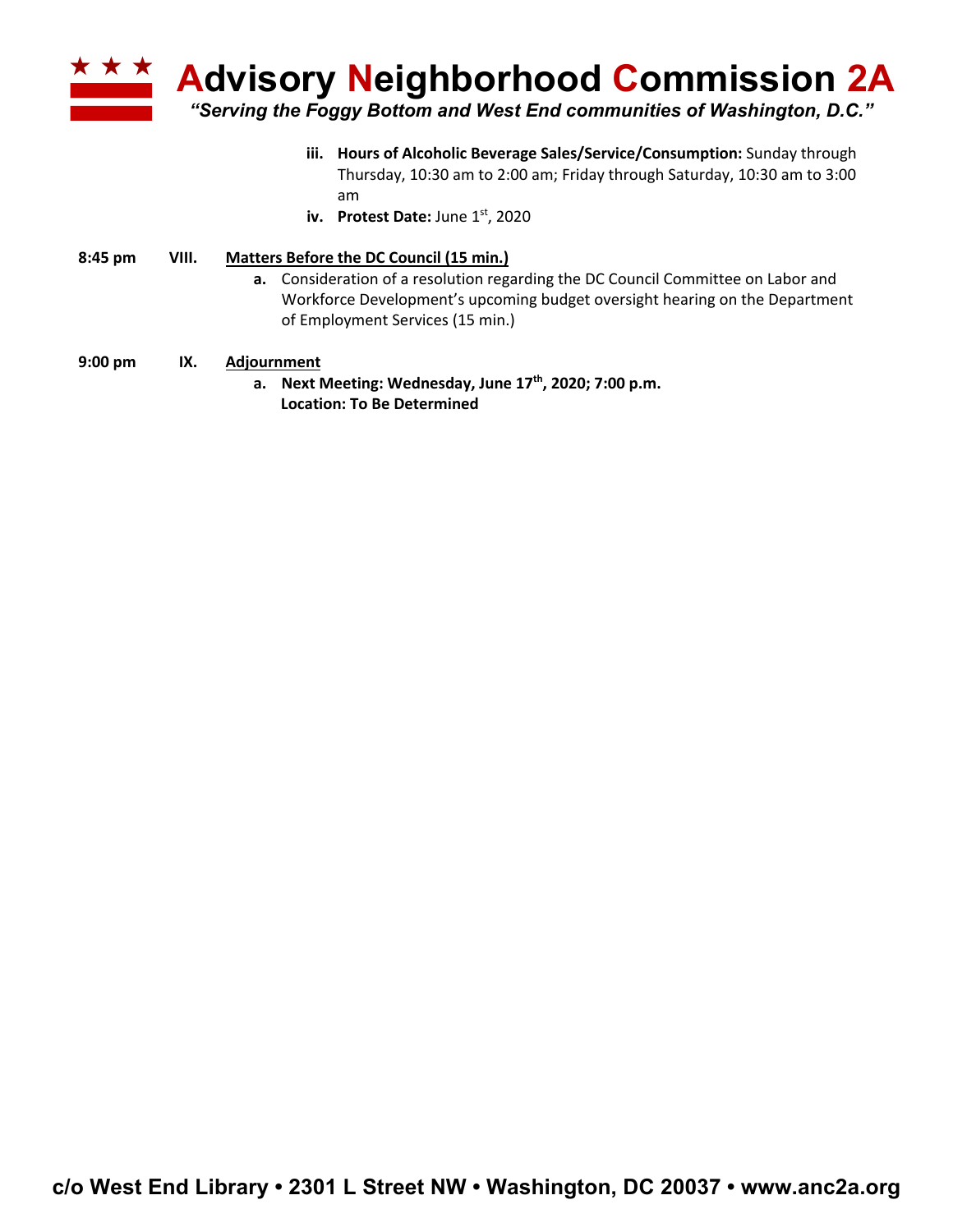iii. **Hours of Alcoholic Beverage Sales/Service/Consumption:** Sunday through Thursday, 10:30 am to 2:00 am; Friday through Saturday, 10:30 am to 3:00 am

iv. **Protest Date:** June 1st, 2020

**8:45 pm VIII. Matters Before the DC Council (15 min.)**

a. Consideration of a resolution regarding the DC Council Committee on Labor and Workforce Development's upcoming budget oversight hearing on the Department of Employment Services (15 min.)

**9:00 pm IX. Adjournment**

a. **Next Meeting: Wednesday, June 17th, 2020; 7:00 p.m.**
**Location: To Be Determined**